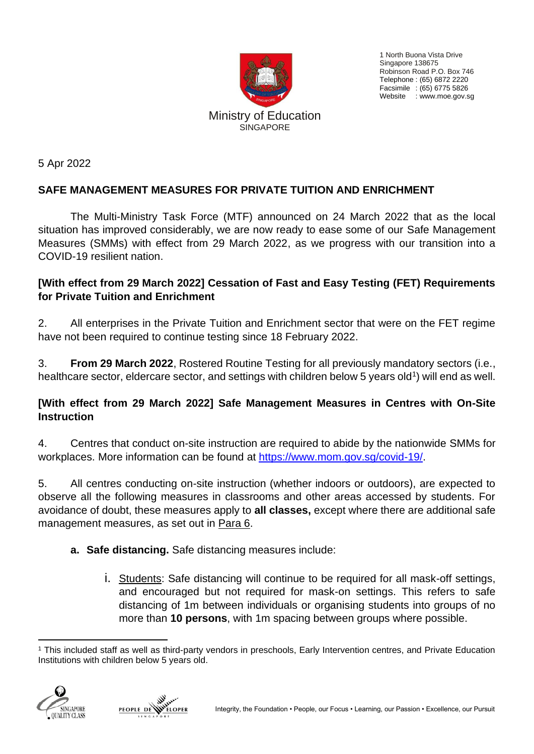1 North Buona Vista Drive
Singapore 138675
Robinson Road P.O. Box 746
Telephone : (65) 6872 2220
Facsimile : (65) 6775 5826
Website : www.moe.gov.sg

Ministry of Education
SINGAPORE

5 Apr 2022

## SAFE MANAGEMENT MEASURES FOR PRIVATE TUITION AND ENRICHMENT

The Multi-Ministry Task Force (MTF) announced on 24 March 2022 that as the local situation has improved considerably, we are now ready to ease some of our Safe Management Measures (SMMs) with effect from 29 March 2022, as we progress with our transition into a COVID-19 resilient nation.

### [With effect from 29 March 2022] Cessation of Fast and Easy Testing (FET) Requirements for Private Tuition and Enrichment

2. All enterprises in the Private Tuition and Enrichment sector that were on the FET regime have not been required to continue testing since 18 February 2022.

3. **From 29 March 2022**, Rostered Routine Testing for all previously mandatory sectors (i.e., healthcare sector, eldercare sector, and settings with children below 5 years old[1]) will end as well.

### [With effect from 29 March 2022] Safe Management Measures in Centres with On-Site Instruction

4. Centres that conduct on-site instruction are required to abide by the nationwide SMMs for workplaces. More information can be found at https://www.mom.gov.sg/covid-19/.

5. All centres conducting on-site instruction (whether indoors or outdoors), are expected to observe all the following measures in classrooms and other areas accessed by students. For avoidance of doubt, these measures apply to **all classes,** except where there are additional safe management measures, as set out in Para 6.

- **a. Safe distancing.** Safe distancing measures include:
  - i. Students: Safe distancing will continue to be required for all mask-off settings, and encouraged but not required for mask-on settings. This refers to safe distancing of 1m between individuals or organising students into groups of no more than **10 persons**, with 1m spacing between groups where possible.

[1] This included staff as well as third-party vendors in preschools, Early Intervention centres, and Private Education Institutions with children below 5 years old.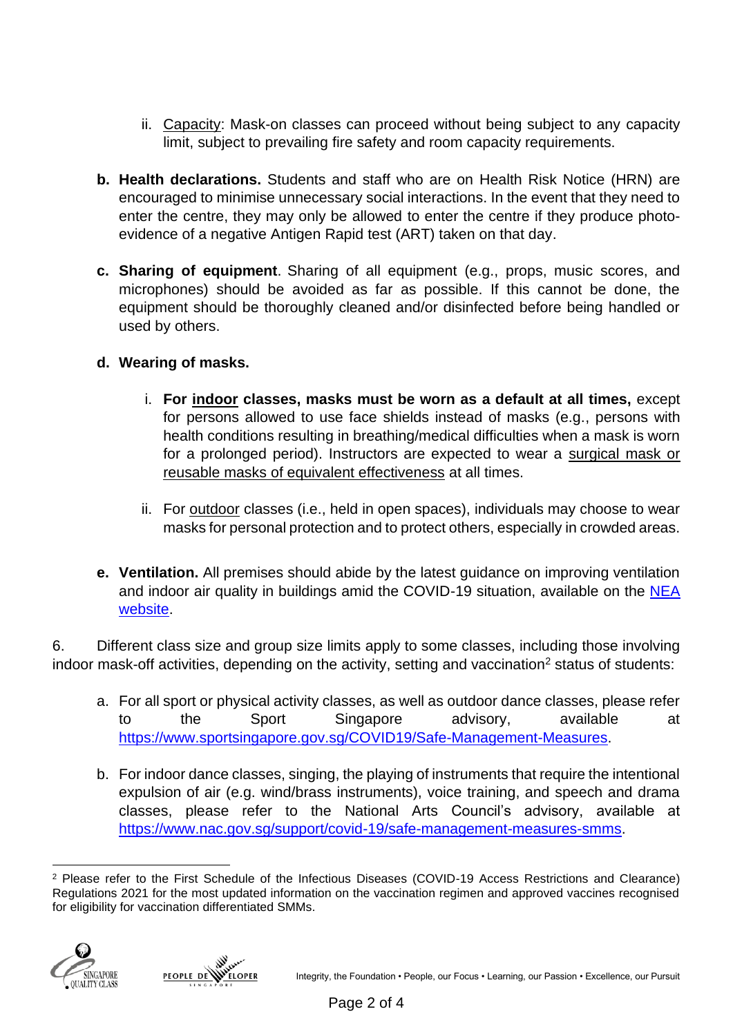ii. Capacity: Mask-on classes can proceed without being subject to any capacity limit, subject to prevailing fire safety and room capacity requirements.

**b. Health declarations.** Students and staff who are on Health Risk Notice (HRN) are encouraged to minimise unnecessary social interactions. In the event that they need to enter the centre, they may only be allowed to enter the centre if they produce photo-evidence of a negative Antigen Rapid test (ART) taken on that day.

**c. Sharing of equipment**. Sharing of all equipment (e.g., props, music scores, and microphones) should be avoided as far as possible. If this cannot be done, the equipment should be thoroughly cleaned and/or disinfected before being handled or used by others.

**d. Wearing of masks.**

i. **For indoor classes, masks must be worn as a default at all times,** except for persons allowed to use face shields instead of masks (e.g., persons with health conditions resulting in breathing/medical difficulties when a mask is worn for a prolonged period). Instructors are expected to wear a surgical mask or reusable masks of equivalent effectiveness at all times.

ii. For outdoor classes (i.e., held in open spaces), individuals may choose to wear masks for personal protection and to protect others, especially in crowded areas.

**e. Ventilation.** All premises should abide by the latest guidance on improving ventilation and indoor air quality in buildings amid the COVID-19 situation, available on the NEA website.

6. Different class size and group size limits apply to some classes, including those involving indoor mask-off activities, depending on the activity, setting and vaccination[2] status of students:

a. For all sport or physical activity classes, as well as outdoor dance classes, please refer to the Sport Singapore advisory, available at https://www.sportsingapore.gov.sg/COVID19/Safe-Management-Measures.

b. For indoor dance classes, singing, the playing of instruments that require the intentional expulsion of air (e.g. wind/brass instruments), voice training, and speech and drama classes, please refer to the National Arts Council's advisory, available at https://www.nac.gov.sg/support/covid-19/safe-management-measures-smms.

[2] Please refer to the First Schedule of the Infectious Diseases (COVID-19 Access Restrictions and Clearance) Regulations 2021 for the most updated information on the vaccination regimen and approved vaccines recognised for eligibility for vaccination differentiated SMMs.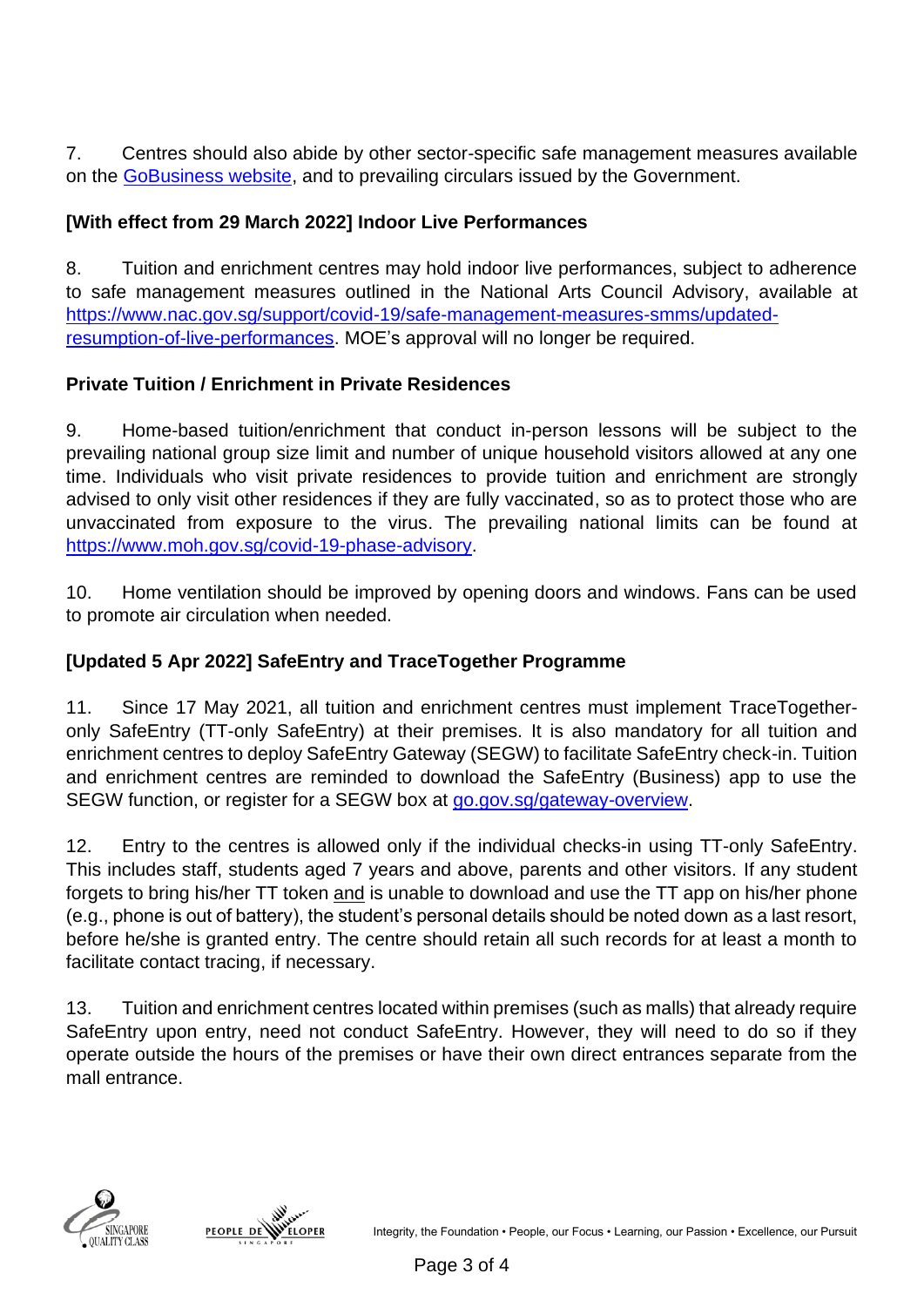7. Centres should also abide by other sector-specific safe management measures available on the [GoBusiness website](), and to prevailing circulars issued by the Government.

**[With effect from 29 March 2022] Indoor Live Performances**

8. Tuition and enrichment centres may hold indoor live performances, subject to adherence to safe management measures outlined in the National Arts Council Advisory, available at https://www.nac.gov.sg/support/covid-19/safe-management-measures-smms/updated-resumption-of-live-performances. MOE's approval will no longer be required.

**Private Tuition / Enrichment in Private Residences**

9. Home-based tuition/enrichment that conduct in-person lessons will be subject to the prevailing national group size limit and number of unique household visitors allowed at any one time. Individuals who visit private residences to provide tuition and enrichment are strongly advised to only visit other residences if they are fully vaccinated, so as to protect those who are unvaccinated from exposure to the virus. The prevailing national limits can be found at https://www.moh.gov.sg/covid-19-phase-advisory.

10. Home ventilation should be improved by opening doors and windows. Fans can be used to promote air circulation when needed.

**[Updated 5 Apr 2022] SafeEntry and TraceTogether Programme**

11. Since 17 May 2021, all tuition and enrichment centres must implement TraceTogether-only SafeEntry (TT-only SafeEntry) at their premises. It is also mandatory for all tuition and enrichment centres to deploy SafeEntry Gateway (SEGW) to facilitate SafeEntry check-in. Tuition and enrichment centres are reminded to download the SafeEntry (Business) app to use the SEGW function, or register for a SEGW box at go.gov.sg/gateway-overview.

12. Entry to the centres is allowed only if the individual checks-in using TT-only SafeEntry. This includes staff, students aged 7 years and above, parents and other visitors. If any student forgets to bring his/her TT token and is unable to download and use the TT app on his/her phone (e.g., phone is out of battery), the student's personal details should be noted down as a last resort, before he/she is granted entry. The centre should retain all such records for at least a month to facilitate contact tracing, if necessary.

13. Tuition and enrichment centres located within premises (such as malls) that already require SafeEntry upon entry, need not conduct SafeEntry. However, they will need to do so if they operate outside the hours of the premises or have their own direct entrances separate from the mall entrance.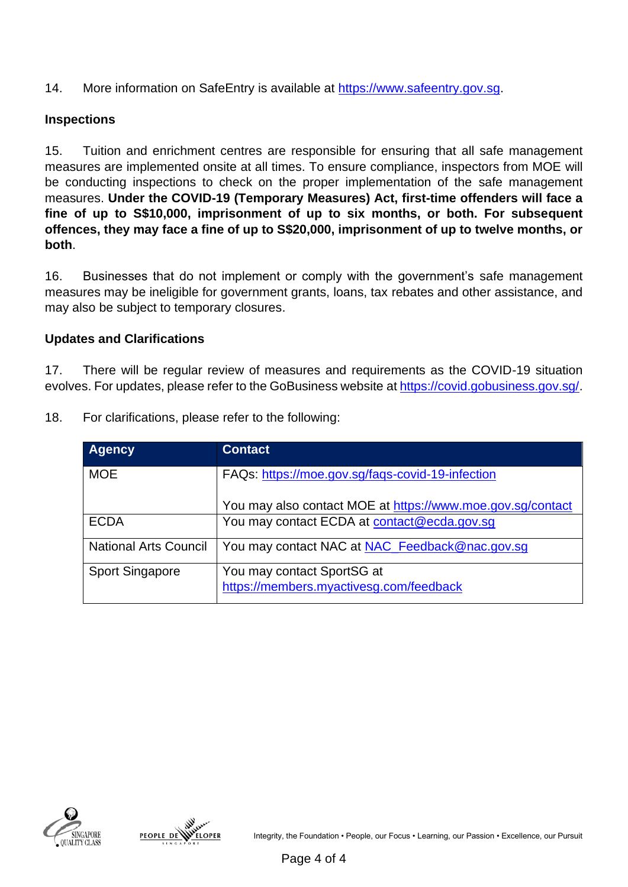14. More information on SafeEntry is available at https://www.safeentry.gov.sg.

**Inspections**

15. Tuition and enrichment centres are responsible for ensuring that all safe management measures are implemented onsite at all times. To ensure compliance, inspectors from MOE will be conducting inspections to check on the proper implementation of the safe management measures. **Under the COVID-19 (Temporary Measures) Act, first-time offenders will face a fine of up to S$10,000, imprisonment of up to six months, or both. For subsequent offences, they may face a fine of up to S$20,000, imprisonment of up to twelve months, or both**.

16. Businesses that do not implement or comply with the government's safe management measures may be ineligible for government grants, loans, tax rebates and other assistance, and may also be subject to temporary closures.

**Updates and Clarifications**

17. There will be regular review of measures and requirements as the COVID-19 situation evolves. For updates, please refer to the GoBusiness website at https://covid.gobusiness.gov.sg/.

18. For clarifications, please refer to the following:

| Agency | Contact |
|---|---|
| MOE | FAQs: https://moe.gov.sg/faqs-covid-19-infection<br><br>You may also contact MOE at https://www.moe.gov.sg/contact |
| ECDA | You may contact ECDA at contact@ecda.gov.sg |
| National Arts Council | You may contact NAC at NAC_Feedback@nac.gov.sg |
| Sport Singapore | You may contact SportSG at https://members.myactivesg.com/feedback |

Integrity, the Foundation • People, our Focus • Learning, our Passion • Excellence, our Pursuit